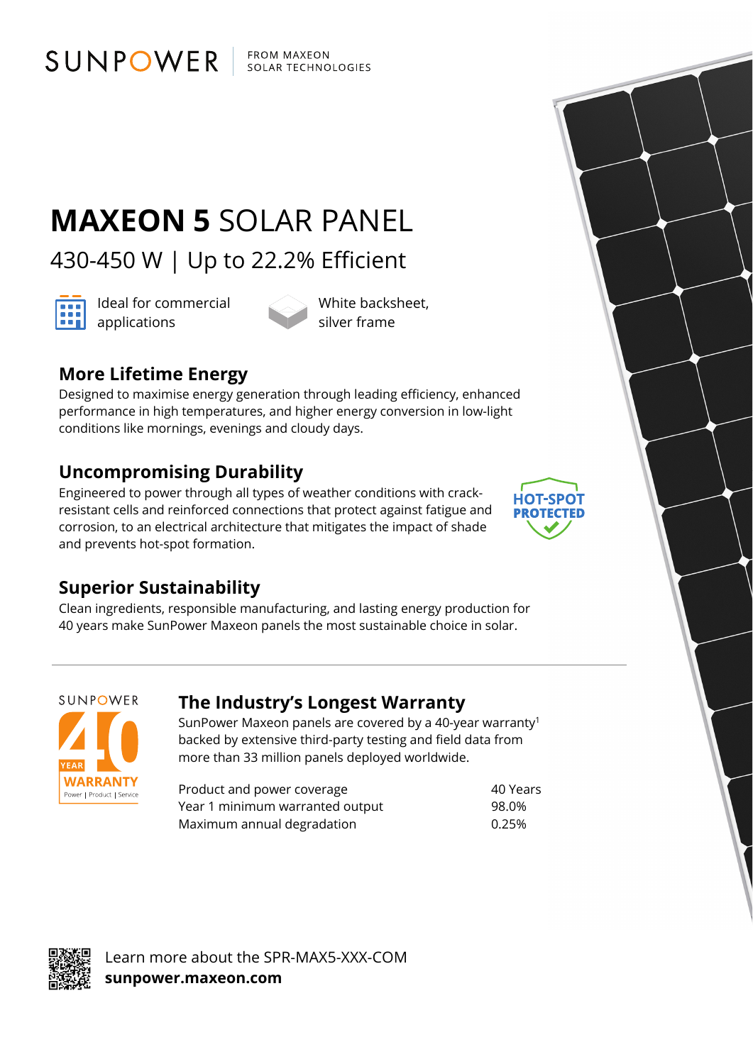SUNPOWER | FROM MAXEON SOLAR TECHNOLOGIES

# MAXEON 5 SOLAR PANEL

## 430-450 W | Up to 22.2% Efficient

Ideal for commercial applications

White backsheet, silver frame

### More Lifetime Energy

Designed to maximise energy generation through leading efficiency, enhanced performance in high temperatures, and higher energy conversion in low-light conditions like mornings, evenings and cloudy days.

### Uncompromising Durability

Engineered to power through all types of weather conditions with crack-resistant cells and reinforced connections that protect against fatigue and corrosion, to an electrical architecture that mitigates the impact of shade and prevents hot-spot formation.

HOT-SPOT PROTECTED

### Superior Sustainability

Clean ingredients, responsible manufacturing, and lasting energy production for 40 years make SunPower Maxeon panels the most sustainable choice in solar.

---

SUNPOWER 40 YEAR WARRANTY Power | Product | Service

### The Industry's Longest Warranty

SunPower Maxeon panels are covered by a 40-year warranty[1] backed by extensive third-party testing and field data from more than 33 million panels deployed worldwide.

| | |
|---|---|
| Product and power coverage | 40 Years |
| Year 1 minimum warranted output | 98.0% |
| Maximum annual degradation | 0.25% |

Learn more about the SPR-MAX5-XXX-COM
**sunpower.maxeon.com**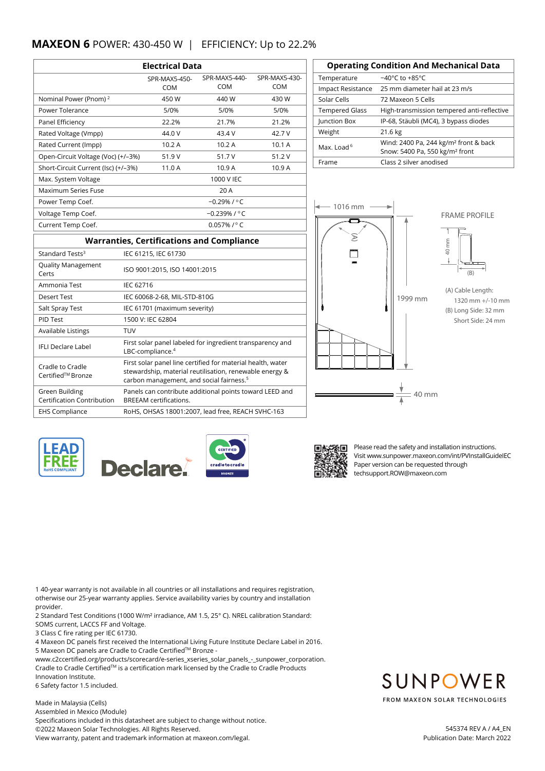# **MAXEON 6** POWER: 430-450 W | EFFICIENCY: Up to 22.2%

| Electrical Data | | | |
|---|---|---|---|
| | SPR-MAX5-450-COM | SPR-MAX5-440-COM | SPR-MAX5-430-COM |
| Nominal Power (Pnom) [2] | 450 W | 440 W | 430 W |
| Power Tolerance | 5/0% | 5/0% | 5/0% |
| Panel Efficiency | 22.2% | 21.7% | 21.2% |
| Rated Voltage (Vmpp) | 44.0 V | 43.4 V | 42.7 V |
| Rated Current (Impp) | 10.2 A | 10.2 A | 10.1 A |
| Open-Circuit Voltage (Voc) (+/−3%) | 51.9 V | 51.7 V | 51.2 V |
| Short-Circuit Current (Isc) (+/−3%) | 11.0 A | 10.9 A | 10.9 A |
| Max. System Voltage | 1000 V IEC | | |
| Maximum Series Fuse | 20 A | | |
| Power Temp Coef. | −0.29% / °C | | |
| Voltage Temp Coef. | −0.239% / °C | | |
| Current Temp Coef. | 0.057% / °C | | |

| Operating Condition And Mechanical Data | |
|---|---|
| Temperature | −40°C to +85°C |
| Impact Resistance | 25 mm diameter hail at 23 m/s |
| Solar Cells | 72 Maxeon 5 Cells |
| Tempered Glass | High-transmission tempered anti-reflective |
| Junction Box | IP-68, Stäubli (MC4), 3 bypass diodes |
| Weight | 21.6 kg |
| Max. Load [6] | Wind: 2400 Pa, 244 kg/m² front & back<br>Snow: 5400 Pa, 550 kg/m² front |
| Frame | Class 2 silver anodised |

| Warranties, Certifications and Compliance | |
|---|---|
| Standard Tests[3] | IEC 61215, IEC 61730 |
| Quality Management Certs | ISO 9001:2015, ISO 14001:2015 |
| Ammonia Test | IEC 62716 |
| Desert Test | IEC 60068-2-68, MIL-STD-810G |
| Salt Spray Test | IEC 61701 (maximum severity) |
| PID Test | 1500 V: IEC 62804 |
| Available Listings | TUV |
| IFLI Declare Label | First solar panel labeled for ingredient transparency and LBC-compliance.[4] |
| Cradle to Cradle Certified™ Bronze | First solar panel line certified for material health, water stewardship, material reutilisation, renewable energy & carbon management, and social fairness.[5] |
| Green Building Certification Contribution | Panels can contribute additional points toward LEED and BREEAM certifications. |
| EHS Compliance | RoHS, OHSAS 18001:2007, lead free, REACH SVHC-163 |

1016 mm
1999 mm
40 mm
(A)

FRAME PROFILE
40 mm
(B)

(A) Cable Length: 1320 mm +/-10 mm
(B) Long Side: 32 mm
Short Side: 24 mm

LEAD FREE RoHS COMPLIANT
Declare.
CERTIFIED cradletocradle BRONZE

Please read the safety and installation instructions. Visit www.sunpower.maxeon.com/int/PVInstallGuideIEC
Paper version can be requested through techsupport.ROW@maxeon.com

1 40-year warranty is not available in all countries or all installations and requires registration, otherwise our 25-year warranty applies. Service availability varies by country and installation provider.
2 Standard Test Conditions (1000 W/m² irradiance, AM 1.5, 25° C). NREL calibration Standard: SOMS current, LACCS FF and Voltage.
3 Class C fire rating per IEC 61730.
4 Maxeon DC panels first received the International Living Future Institute Declare Label in 2016.
5 Maxeon DC panels are Cradle to Cradle Certified™ Bronze - www.c2ccertified.org/products/scorecard/e-series_xseries_solar_panels_-_sunpower_corporation. Cradle to Cradle Certified™ is a certification mark licensed by the Cradle to Cradle Products Innovation Institute.
6 Safety factor 1.5 included.

Made in Malaysia (Cells)
Assembled in Mexico (Module)
Specifications included in this datasheet are subject to change without notice.
©2022 Maxeon Solar Technologies. All Rights Reserved.
View warranty, patent and trademark information at maxeon.com/legal.

SUNPOWER
FROM MAXEON SOLAR TECHNOLOGIES

545374 REV A / A4_EN
Publication Date: March 2022